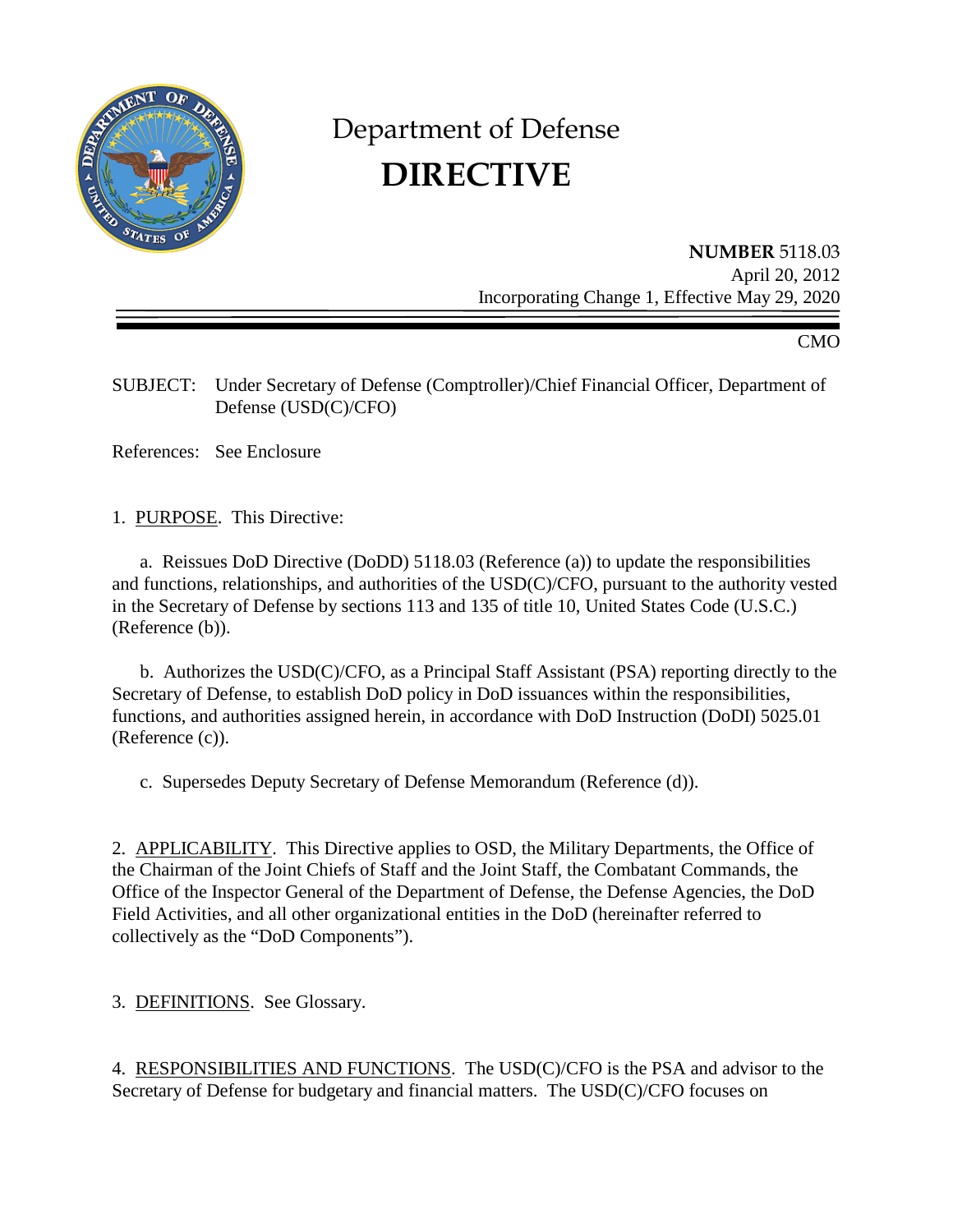# Department of Defense
# DIRECTIVE

**NUMBER** 5118.03
April 20, 2012
Incorporating Change 1, Effective May 29, 2020

CMO

SUBJECT: Under Secretary of Defense (Comptroller)/Chief Financial Officer, Department of Defense (USD(C)/CFO)

References: See Enclosure

1. PURPOSE. This Directive:

a. Reissues DoD Directive (DoDD) 5118.03 (Reference (a)) to update the responsibilities and functions, relationships, and authorities of the USD(C)/CFO, pursuant to the authority vested in the Secretary of Defense by sections 113 and 135 of title 10, United States Code (U.S.C.) (Reference (b)).

b. Authorizes the USD(C)/CFO, as a Principal Staff Assistant (PSA) reporting directly to the Secretary of Defense, to establish DoD policy in DoD issuances within the responsibilities, functions, and authorities assigned herein, in accordance with DoD Instruction (DoDI) 5025.01 (Reference (c)).

c. Supersedes Deputy Secretary of Defense Memorandum (Reference (d)).

2. APPLICABILITY. This Directive applies to OSD, the Military Departments, the Office of the Chairman of the Joint Chiefs of Staff and the Joint Staff, the Combatant Commands, the Office of the Inspector General of the Department of Defense, the Defense Agencies, the DoD Field Activities, and all other organizational entities in the DoD (hereinafter referred to collectively as the "DoD Components").

3. DEFINITIONS. See Glossary.

4. RESPONSIBILITIES AND FUNCTIONS. The USD(C)/CFO is the PSA and advisor to the Secretary of Defense for budgetary and financial matters. The USD(C)/CFO focuses on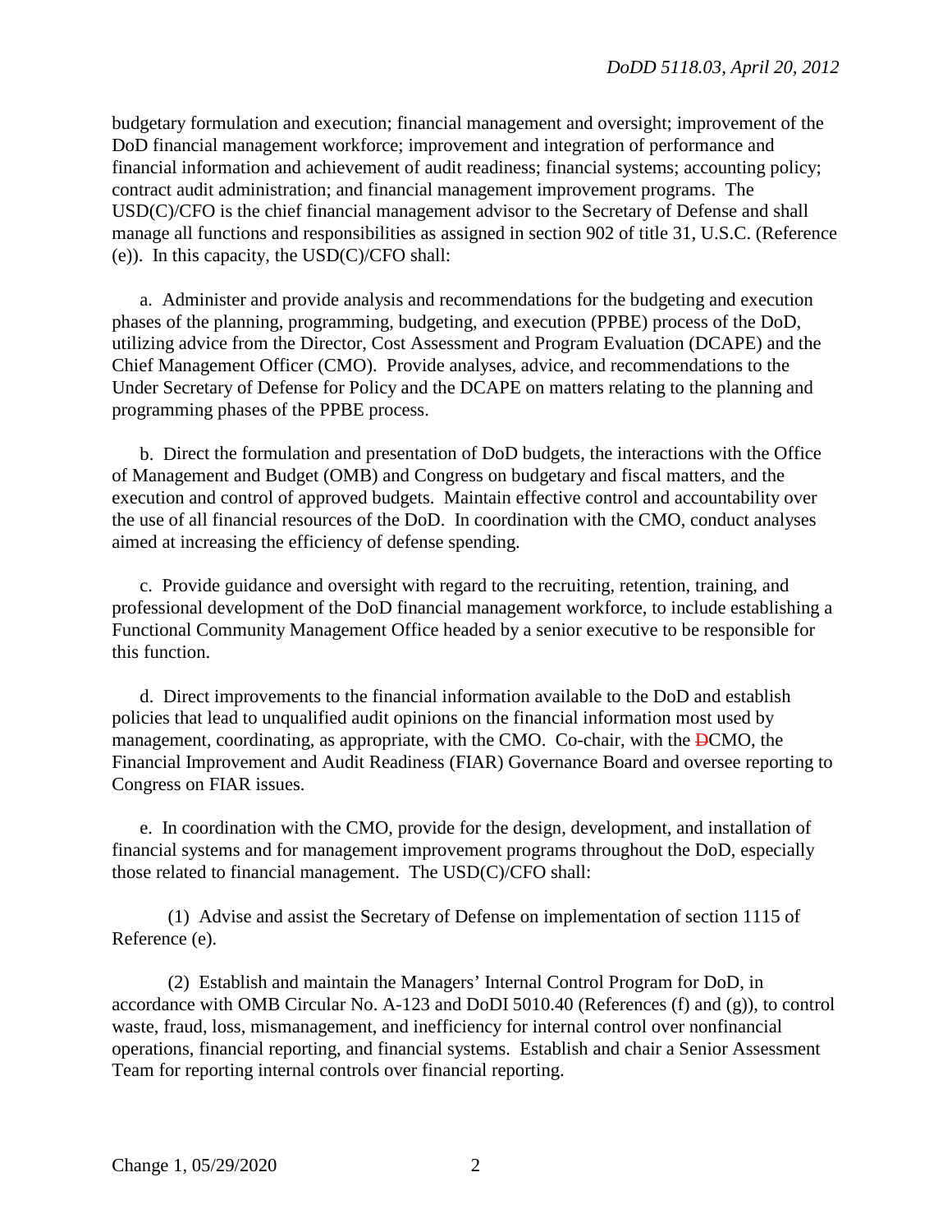budgetary formulation and execution; financial management and oversight; improvement of the DoD financial management workforce; improvement and integration of performance and financial information and achievement of audit readiness; financial systems; accounting policy; contract audit administration; and financial management improvement programs. The USD(C)/CFO is the chief financial management advisor to the Secretary of Defense and shall manage all functions and responsibilities as assigned in section 902 of title 31, U.S.C. (Reference (e)). In this capacity, the USD(C)/CFO shall:

a. Administer and provide analysis and recommendations for the budgeting and execution phases of the planning, programming, budgeting, and execution (PPBE) process of the DoD, utilizing advice from the Director, Cost Assessment and Program Evaluation (DCAPE) and the Chief Management Officer (CMO). Provide analyses, advice, and recommendations to the Under Secretary of Defense for Policy and the DCAPE on matters relating to the planning and programming phases of the PPBE process.

b. Direct the formulation and presentation of DoD budgets, the interactions with the Office of Management and Budget (OMB) and Congress on budgetary and fiscal matters, and the execution and control of approved budgets. Maintain effective control and accountability over the use of all financial resources of the DoD. In coordination with the CMO, conduct analyses aimed at increasing the efficiency of defense spending.

c. Provide guidance and oversight with regard to the recruiting, retention, training, and professional development of the DoD financial management workforce, to include establishing a Functional Community Management Office headed by a senior executive to be responsible for this function.

d. Direct improvements to the financial information available to the DoD and establish policies that lead to unqualified audit opinions on the financial information most used by management, coordinating, as appropriate, with the CMO. Co-chair, with the ~~D~~CMO, the Financial Improvement and Audit Readiness (FIAR) Governance Board and oversee reporting to Congress on FIAR issues.

e. In coordination with the CMO, provide for the design, development, and installation of financial systems and for management improvement programs throughout the DoD, especially those related to financial management. The USD(C)/CFO shall:

(1) Advise and assist the Secretary of Defense on implementation of section 1115 of Reference (e).

(2) Establish and maintain the Managers' Internal Control Program for DoD, in accordance with OMB Circular No. A-123 and DoDI 5010.40 (References (f) and (g)), to control waste, fraud, loss, mismanagement, and inefficiency for internal control over nonfinancial operations, financial reporting, and financial systems. Establish and chair a Senior Assessment Team for reporting internal controls over financial reporting.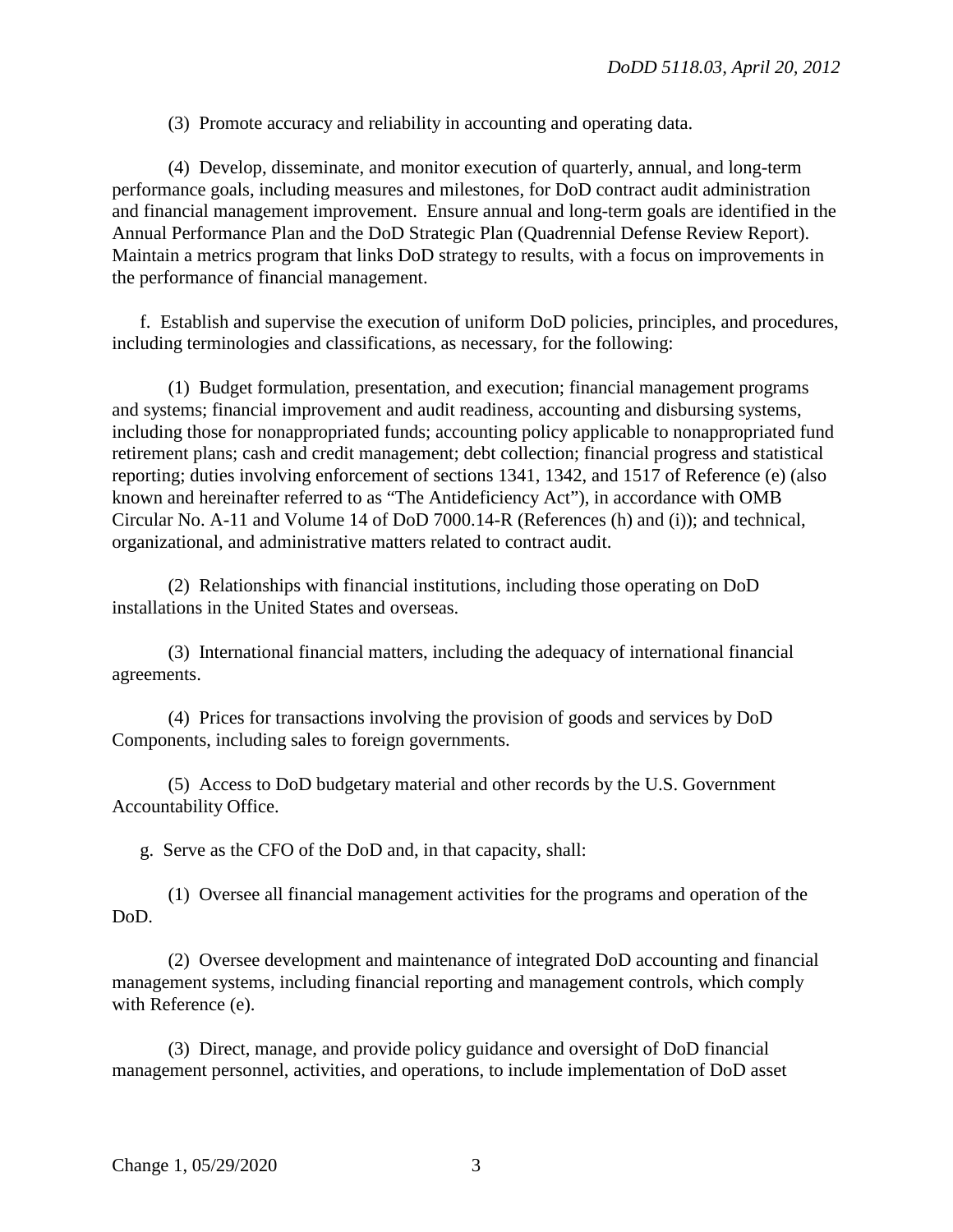(3) Promote accuracy and reliability in accounting and operating data.

(4) Develop, disseminate, and monitor execution of quarterly, annual, and long-term performance goals, including measures and milestones, for DoD contract audit administration and financial management improvement. Ensure annual and long-term goals are identified in the Annual Performance Plan and the DoD Strategic Plan (Quadrennial Defense Review Report). Maintain a metrics program that links DoD strategy to results, with a focus on improvements in the performance of financial management.

f. Establish and supervise the execution of uniform DoD policies, principles, and procedures, including terminologies and classifications, as necessary, for the following:

(1) Budget formulation, presentation, and execution; financial management programs and systems; financial improvement and audit readiness, accounting and disbursing systems, including those for nonappropriated funds; accounting policy applicable to nonappropriated fund retirement plans; cash and credit management; debt collection; financial progress and statistical reporting; duties involving enforcement of sections 1341, 1342, and 1517 of Reference (e) (also known and hereinafter referred to as "The Antideficiency Act"), in accordance with OMB Circular No. A-11 and Volume 14 of DoD 7000.14-R (References (h) and (i)); and technical, organizational, and administrative matters related to contract audit.

(2) Relationships with financial institutions, including those operating on DoD installations in the United States and overseas.

(3) International financial matters, including the adequacy of international financial agreements.

(4) Prices for transactions involving the provision of goods and services by DoD Components, including sales to foreign governments.

(5) Access to DoD budgetary material and other records by the U.S. Government Accountability Office.

g. Serve as the CFO of the DoD and, in that capacity, shall:

(1) Oversee all financial management activities for the programs and operation of the DoD.

(2) Oversee development and maintenance of integrated DoD accounting and financial management systems, including financial reporting and management controls, which comply with Reference (e).

(3) Direct, manage, and provide policy guidance and oversight of DoD financial management personnel, activities, and operations, to include implementation of DoD asset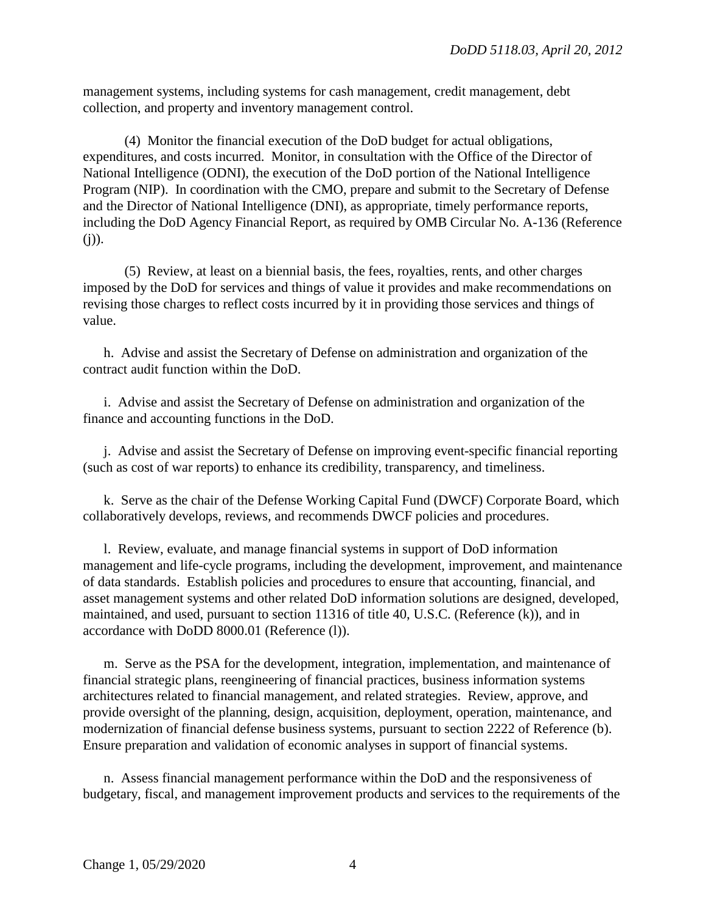management systems, including systems for cash management, credit management, debt collection, and property and inventory management control.

(4) Monitor the financial execution of the DoD budget for actual obligations, expenditures, and costs incurred. Monitor, in consultation with the Office of the Director of National Intelligence (ODNI), the execution of the DoD portion of the National Intelligence Program (NIP). In coordination with the CMO, prepare and submit to the Secretary of Defense and the Director of National Intelligence (DNI), as appropriate, timely performance reports, including the DoD Agency Financial Report, as required by OMB Circular No. A-136 (Reference (j)).

(5) Review, at least on a biennial basis, the fees, royalties, rents, and other charges imposed by the DoD for services and things of value it provides and make recommendations on revising those charges to reflect costs incurred by it in providing those services and things of value.

h. Advise and assist the Secretary of Defense on administration and organization of the contract audit function within the DoD.

i. Advise and assist the Secretary of Defense on administration and organization of the finance and accounting functions in the DoD.

j. Advise and assist the Secretary of Defense on improving event-specific financial reporting (such as cost of war reports) to enhance its credibility, transparency, and timeliness.

k. Serve as the chair of the Defense Working Capital Fund (DWCF) Corporate Board, which collaboratively develops, reviews, and recommends DWCF policies and procedures.

l. Review, evaluate, and manage financial systems in support of DoD information management and life-cycle programs, including the development, improvement, and maintenance of data standards. Establish policies and procedures to ensure that accounting, financial, and asset management systems and other related DoD information solutions are designed, developed, maintained, and used, pursuant to section 11316 of title 40, U.S.C. (Reference (k)), and in accordance with DoDD 8000.01 (Reference (l)).

m. Serve as the PSA for the development, integration, implementation, and maintenance of financial strategic plans, reengineering of financial practices, business information systems architectures related to financial management, and related strategies. Review, approve, and provide oversight of the planning, design, acquisition, deployment, operation, maintenance, and modernization of financial defense business systems, pursuant to section 2222 of Reference (b). Ensure preparation and validation of economic analyses in support of financial systems.

n. Assess financial management performance within the DoD and the responsiveness of budgetary, fiscal, and management improvement products and services to the requirements of the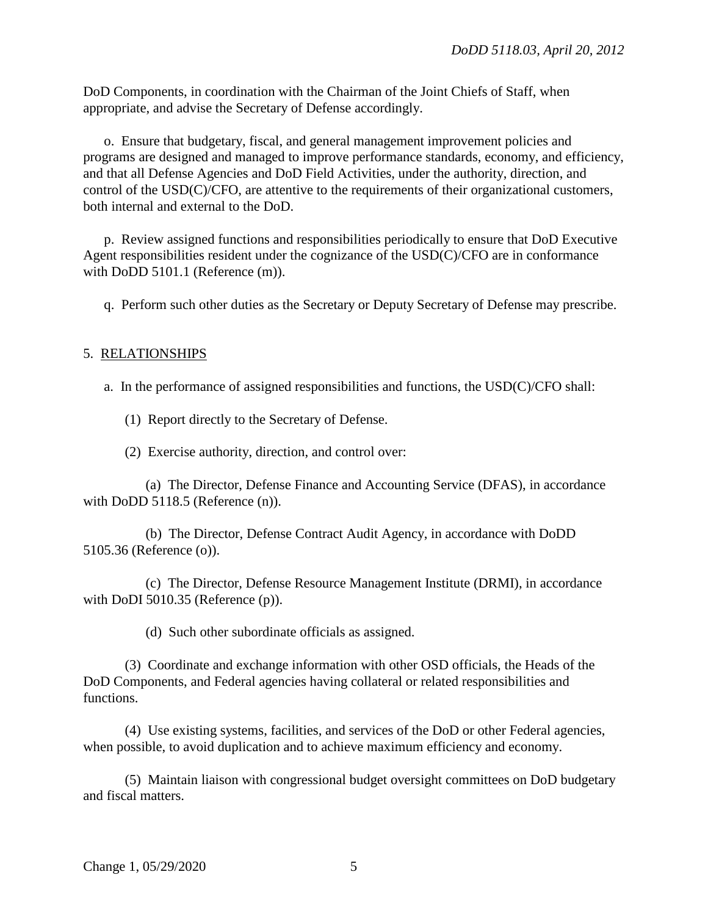DoD Components, in coordination with the Chairman of the Joint Chiefs of Staff, when appropriate, and advise the Secretary of Defense accordingly.

o. Ensure that budgetary, fiscal, and general management improvement policies and programs are designed and managed to improve performance standards, economy, and efficiency, and that all Defense Agencies and DoD Field Activities, under the authority, direction, and control of the USD(C)/CFO, are attentive to the requirements of their organizational customers, both internal and external to the DoD.

p. Review assigned functions and responsibilities periodically to ensure that DoD Executive Agent responsibilities resident under the cognizance of the USD(C)/CFO are in conformance with DoDD 5101.1 (Reference (m)).

q. Perform such other duties as the Secretary or Deputy Secretary of Defense may prescribe.

5. RELATIONSHIPS

a. In the performance of assigned responsibilities and functions, the USD(C)/CFO shall:

(1) Report directly to the Secretary of Defense.

(2) Exercise authority, direction, and control over:

(a) The Director, Defense Finance and Accounting Service (DFAS), in accordance with DoDD 5118.5 (Reference (n)).

(b) The Director, Defense Contract Audit Agency, in accordance with DoDD 5105.36 (Reference (o)).

(c) The Director, Defense Resource Management Institute (DRMI), in accordance with DoDI 5010.35 (Reference (p)).

(d) Such other subordinate officials as assigned.

(3) Coordinate and exchange information with other OSD officials, the Heads of the DoD Components, and Federal agencies having collateral or related responsibilities and functions.

(4) Use existing systems, facilities, and services of the DoD or other Federal agencies, when possible, to avoid duplication and to achieve maximum efficiency and economy.

(5) Maintain liaison with congressional budget oversight committees on DoD budgetary and fiscal matters.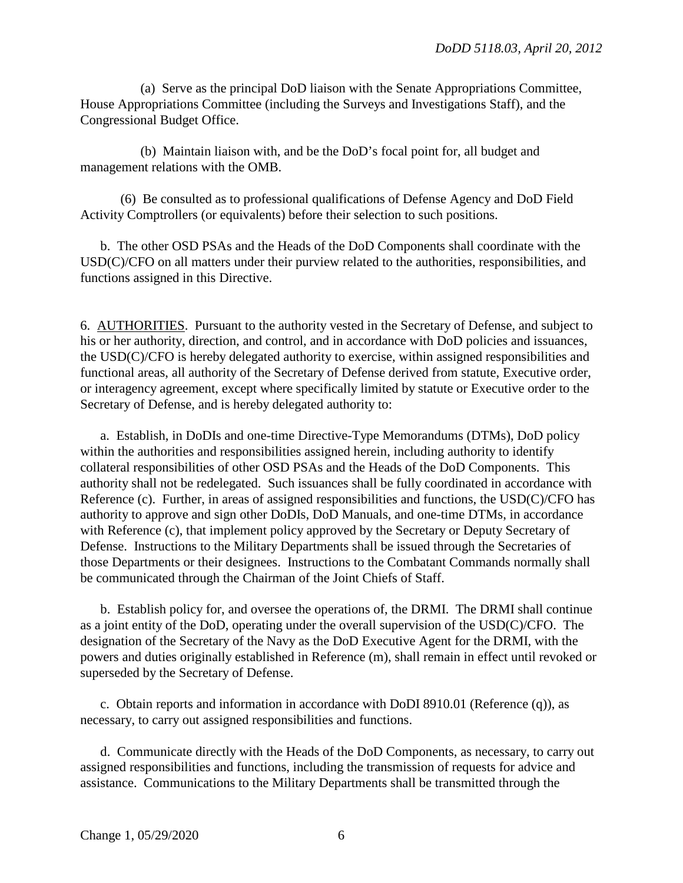(a) Serve as the principal DoD liaison with the Senate Appropriations Committee, House Appropriations Committee (including the Surveys and Investigations Staff), and the Congressional Budget Office.

(b) Maintain liaison with, and be the DoD's focal point for, all budget and management relations with the OMB.

(6) Be consulted as to professional qualifications of Defense Agency and DoD Field Activity Comptrollers (or equivalents) before their selection to such positions.

b. The other OSD PSAs and the Heads of the DoD Components shall coordinate with the USD(C)/CFO on all matters under their purview related to the authorities, responsibilities, and functions assigned in this Directive.

6. AUTHORITIES. Pursuant to the authority vested in the Secretary of Defense, and subject to his or her authority, direction, and control, and in accordance with DoD policies and issuances, the USD(C)/CFO is hereby delegated authority to exercise, within assigned responsibilities and functional areas, all authority of the Secretary of Defense derived from statute, Executive order, or interagency agreement, except where specifically limited by statute or Executive order to the Secretary of Defense, and is hereby delegated authority to:

a. Establish, in DoDIs and one-time Directive-Type Memorandums (DTMs), DoD policy within the authorities and responsibilities assigned herein, including authority to identify collateral responsibilities of other OSD PSAs and the Heads of the DoD Components. This authority shall not be redelegated. Such issuances shall be fully coordinated in accordance with Reference (c). Further, in areas of assigned responsibilities and functions, the USD(C)/CFO has authority to approve and sign other DoDIs, DoD Manuals, and one-time DTMs, in accordance with Reference (c), that implement policy approved by the Secretary or Deputy Secretary of Defense. Instructions to the Military Departments shall be issued through the Secretaries of those Departments or their designees. Instructions to the Combatant Commands normally shall be communicated through the Chairman of the Joint Chiefs of Staff.

b. Establish policy for, and oversee the operations of, the DRMI. The DRMI shall continue as a joint entity of the DoD, operating under the overall supervision of the USD(C)/CFO. The designation of the Secretary of the Navy as the DoD Executive Agent for the DRMI, with the powers and duties originally established in Reference (m), shall remain in effect until revoked or superseded by the Secretary of Defense.

c. Obtain reports and information in accordance with DoDI 8910.01 (Reference (q)), as necessary, to carry out assigned responsibilities and functions.

d. Communicate directly with the Heads of the DoD Components, as necessary, to carry out assigned responsibilities and functions, including the transmission of requests for advice and assistance. Communications to the Military Departments shall be transmitted through the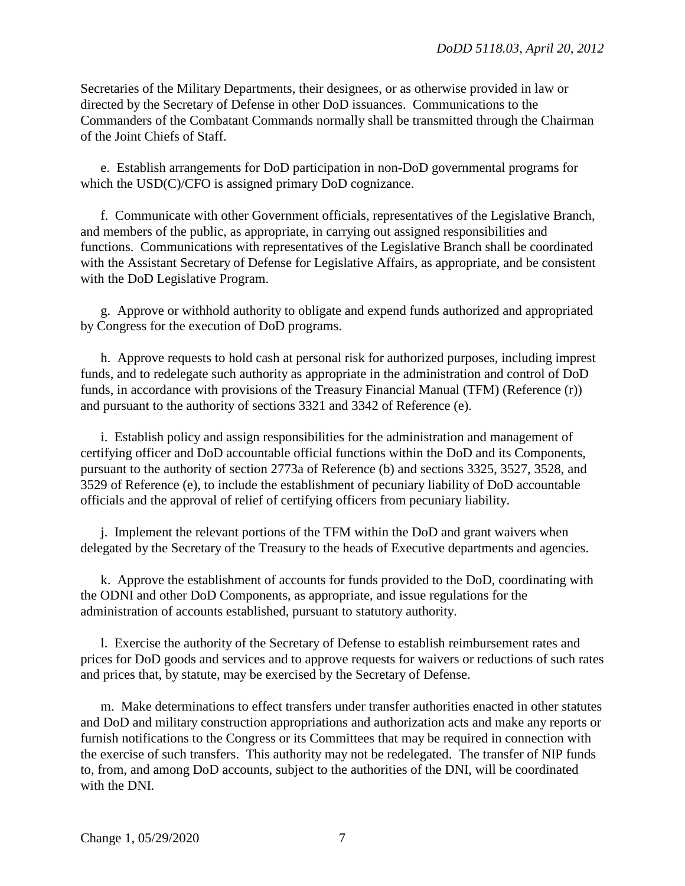Secretaries of the Military Departments, their designees, or as otherwise provided in law or directed by the Secretary of Defense in other DoD issuances. Communications to the Commanders of the Combatant Commands normally shall be transmitted through the Chairman of the Joint Chiefs of Staff.

e. Establish arrangements for DoD participation in non-DoD governmental programs for which the USD(C)/CFO is assigned primary DoD cognizance.

f. Communicate with other Government officials, representatives of the Legislative Branch, and members of the public, as appropriate, in carrying out assigned responsibilities and functions. Communications with representatives of the Legislative Branch shall be coordinated with the Assistant Secretary of Defense for Legislative Affairs, as appropriate, and be consistent with the DoD Legislative Program.

g. Approve or withhold authority to obligate and expend funds authorized and appropriated by Congress for the execution of DoD programs.

h. Approve requests to hold cash at personal risk for authorized purposes, including imprest funds, and to redelegate such authority as appropriate in the administration and control of DoD funds, in accordance with provisions of the Treasury Financial Manual (TFM) (Reference (r)) and pursuant to the authority of sections 3321 and 3342 of Reference (e).

i. Establish policy and assign responsibilities for the administration and management of certifying officer and DoD accountable official functions within the DoD and its Components, pursuant to the authority of section 2773a of Reference (b) and sections 3325, 3527, 3528, and 3529 of Reference (e), to include the establishment of pecuniary liability of DoD accountable officials and the approval of relief of certifying officers from pecuniary liability.

j. Implement the relevant portions of the TFM within the DoD and grant waivers when delegated by the Secretary of the Treasury to the heads of Executive departments and agencies.

k. Approve the establishment of accounts for funds provided to the DoD, coordinating with the ODNI and other DoD Components, as appropriate, and issue regulations for the administration of accounts established, pursuant to statutory authority.

l. Exercise the authority of the Secretary of Defense to establish reimbursement rates and prices for DoD goods and services and to approve requests for waivers or reductions of such rates and prices that, by statute, may be exercised by the Secretary of Defense.

m. Make determinations to effect transfers under transfer authorities enacted in other statutes and DoD and military construction appropriations and authorization acts and make any reports or furnish notifications to the Congress or its Committees that may be required in connection with the exercise of such transfers. This authority may not be redelegated. The transfer of NIP funds to, from, and among DoD accounts, subject to the authorities of the DNI, will be coordinated with the DNI.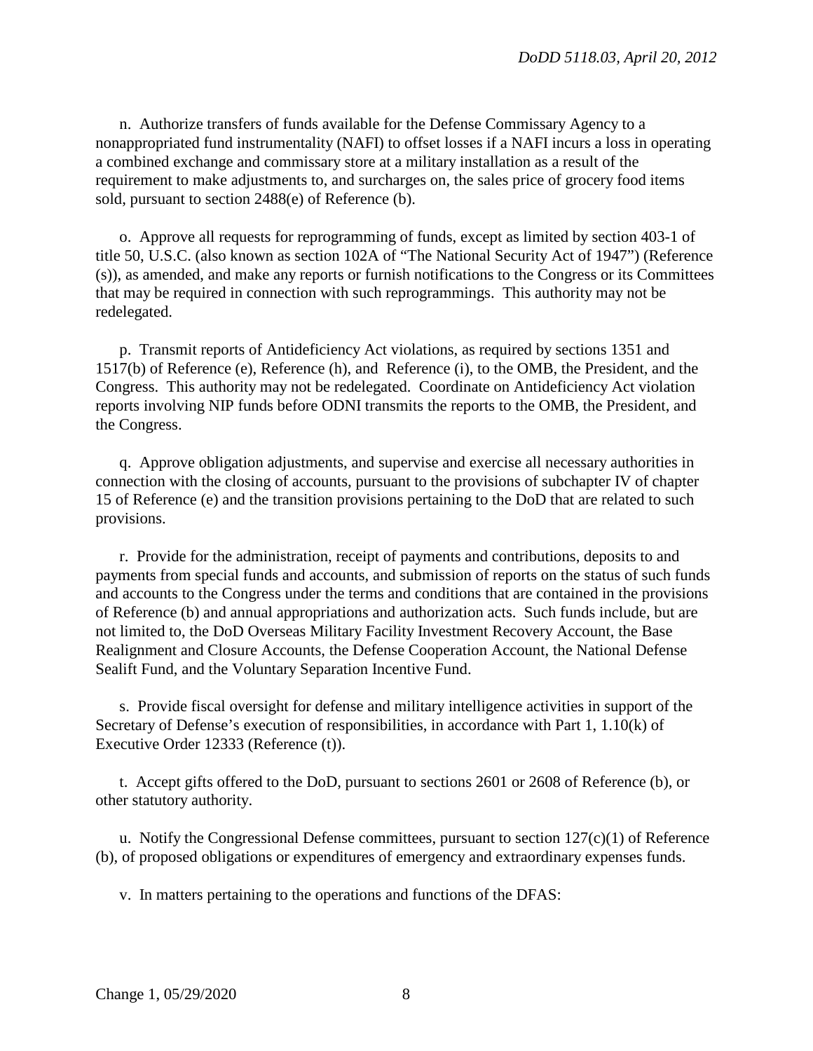n. Authorize transfers of funds available for the Defense Commissary Agency to a nonappropriated fund instrumentality (NAFI) to offset losses if a NAFI incurs a loss in operating a combined exchange and commissary store at a military installation as a result of the requirement to make adjustments to, and surcharges on, the sales price of grocery food items sold, pursuant to section 2488(e) of Reference (b).

o. Approve all requests for reprogramming of funds, except as limited by section 403-1 of title 50, U.S.C. (also known as section 102A of "The National Security Act of 1947") (Reference (s)), as amended, and make any reports or furnish notifications to the Congress or its Committees that may be required in connection with such reprogrammings. This authority may not be redelegated.

p. Transmit reports of Antideficiency Act violations, as required by sections 1351 and 1517(b) of Reference (e), Reference (h), and Reference (i), to the OMB, the President, and the Congress. This authority may not be redelegated. Coordinate on Antideficiency Act violation reports involving NIP funds before ODNI transmits the reports to the OMB, the President, and the Congress.

q. Approve obligation adjustments, and supervise and exercise all necessary authorities in connection with the closing of accounts, pursuant to the provisions of subchapter IV of chapter 15 of Reference (e) and the transition provisions pertaining to the DoD that are related to such provisions.

r. Provide for the administration, receipt of payments and contributions, deposits to and payments from special funds and accounts, and submission of reports on the status of such funds and accounts to the Congress under the terms and conditions that are contained in the provisions of Reference (b) and annual appropriations and authorization acts. Such funds include, but are not limited to, the DoD Overseas Military Facility Investment Recovery Account, the Base Realignment and Closure Accounts, the Defense Cooperation Account, the National Defense Sealift Fund, and the Voluntary Separation Incentive Fund.

s. Provide fiscal oversight for defense and military intelligence activities in support of the Secretary of Defense's execution of responsibilities, in accordance with Part 1, 1.10(k) of Executive Order 12333 (Reference (t)).

t. Accept gifts offered to the DoD, pursuant to sections 2601 or 2608 of Reference (b), or other statutory authority.

u. Notify the Congressional Defense committees, pursuant to section 127(c)(1) of Reference (b), of proposed obligations or expenditures of emergency and extraordinary expenses funds.

v. In matters pertaining to the operations and functions of the DFAS: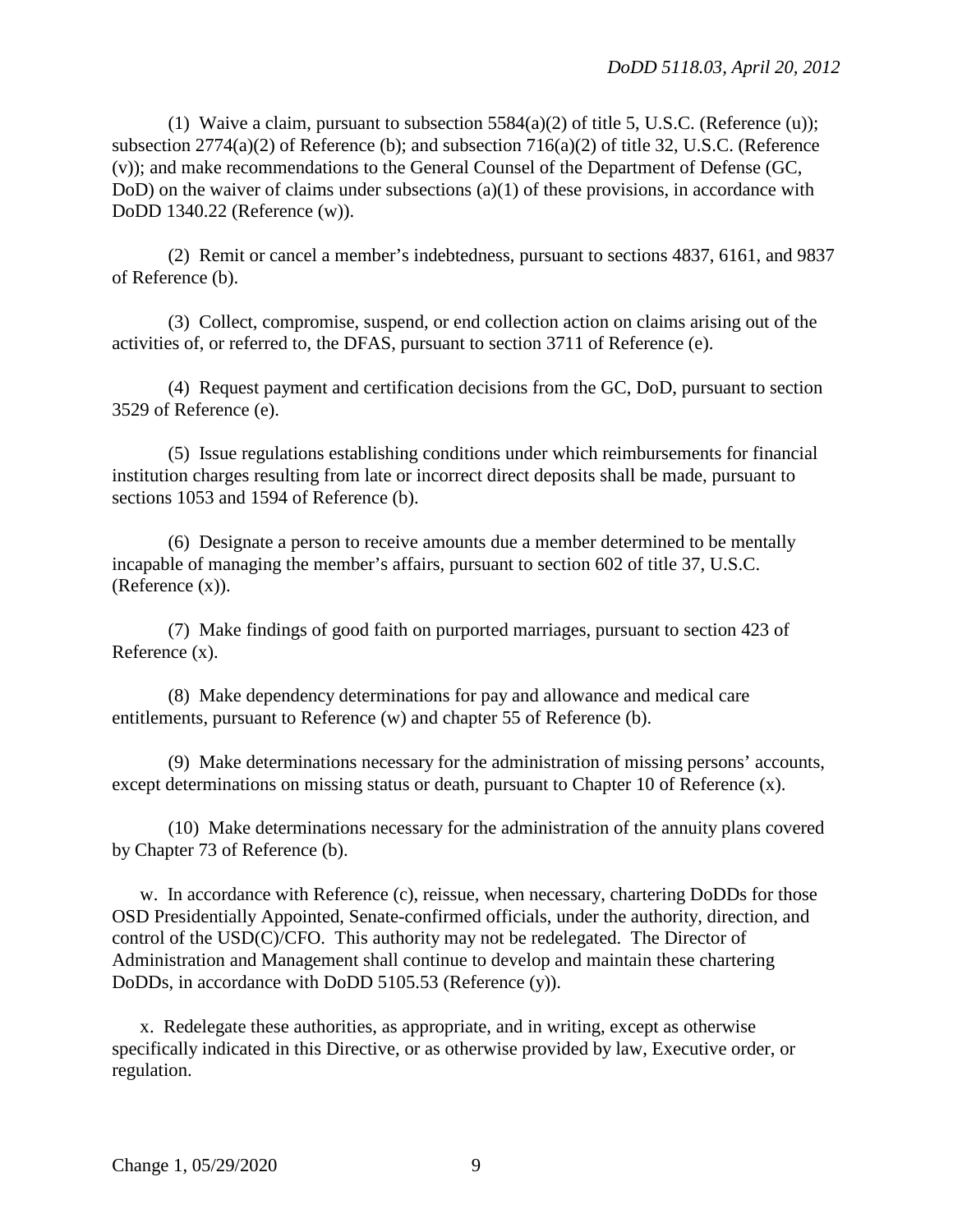(1) Waive a claim, pursuant to subsection 5584(a)(2) of title 5, U.S.C. (Reference (u)); subsection 2774(a)(2) of Reference (b); and subsection 716(a)(2) of title 32, U.S.C. (Reference (v)); and make recommendations to the General Counsel of the Department of Defense (GC, DoD) on the waiver of claims under subsections (a)(1) of these provisions, in accordance with DoDD 1340.22 (Reference (w)).

(2) Remit or cancel a member's indebtedness, pursuant to sections 4837, 6161, and 9837 of Reference (b).

(3) Collect, compromise, suspend, or end collection action on claims arising out of the activities of, or referred to, the DFAS, pursuant to section 3711 of Reference (e).

(4) Request payment and certification decisions from the GC, DoD, pursuant to section 3529 of Reference (e).

(5) Issue regulations establishing conditions under which reimbursements for financial institution charges resulting from late or incorrect direct deposits shall be made, pursuant to sections 1053 and 1594 of Reference (b).

(6) Designate a person to receive amounts due a member determined to be mentally incapable of managing the member's affairs, pursuant to section 602 of title 37, U.S.C. (Reference (x)).

(7) Make findings of good faith on purported marriages, pursuant to section 423 of Reference (x).

(8) Make dependency determinations for pay and allowance and medical care entitlements, pursuant to Reference (w) and chapter 55 of Reference (b).

(9) Make determinations necessary for the administration of missing persons' accounts, except determinations on missing status or death, pursuant to Chapter 10 of Reference (x).

(10) Make determinations necessary for the administration of the annuity plans covered by Chapter 73 of Reference (b).

w. In accordance with Reference (c), reissue, when necessary, chartering DoDDs for those OSD Presidentially Appointed, Senate-confirmed officials, under the authority, direction, and control of the USD(C)/CFO. This authority may not be redelegated. The Director of Administration and Management shall continue to develop and maintain these chartering DoDDs, in accordance with DoDD 5105.53 (Reference (y)).

x. Redelegate these authorities, as appropriate, and in writing, except as otherwise specifically indicated in this Directive, or as otherwise provided by law, Executive order, or regulation.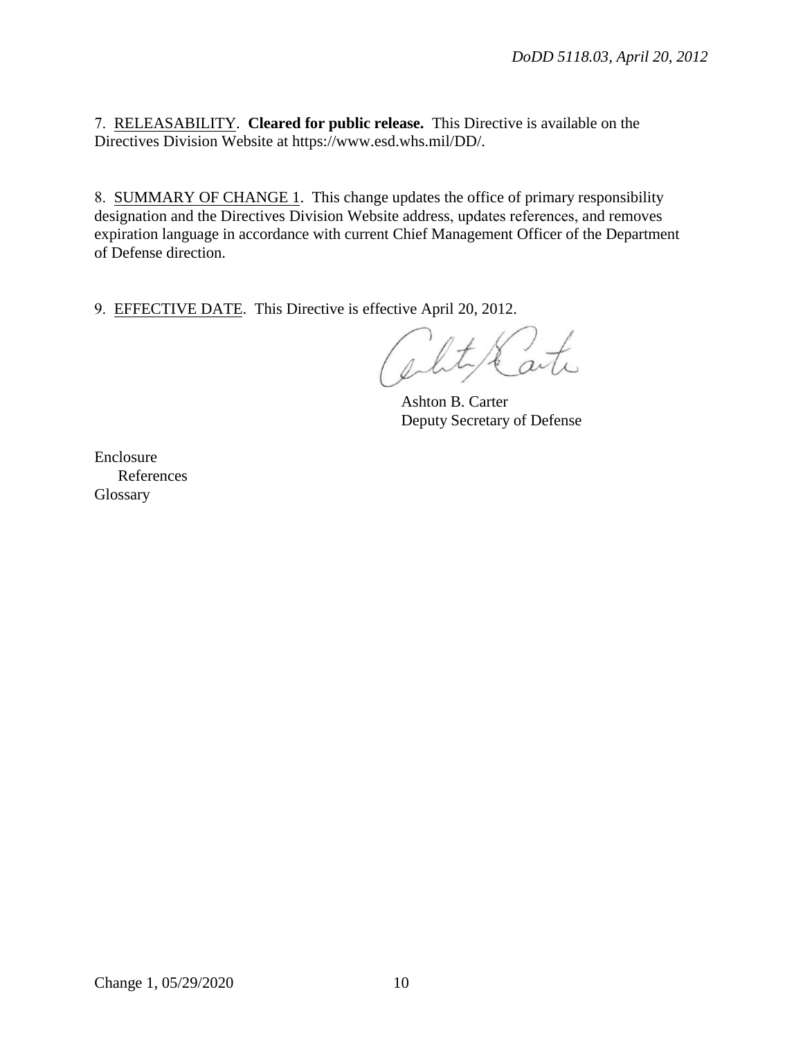7. RELEASABILITY. **Cleared for public release.** This Directive is available on the Directives Division Website at https://www.esd.whs.mil/DD/.

8. SUMMARY OF CHANGE 1. This change updates the office of primary responsibility designation and the Directives Division Website address, updates references, and removes expiration language in accordance with current Chief Management Officer of the Department of Defense direction.

9. EFFECTIVE DATE. This Directive is effective April 20, 2012.

Ashton B. Carter
Deputy Secretary of Defense

Enclosure
    References
Glossary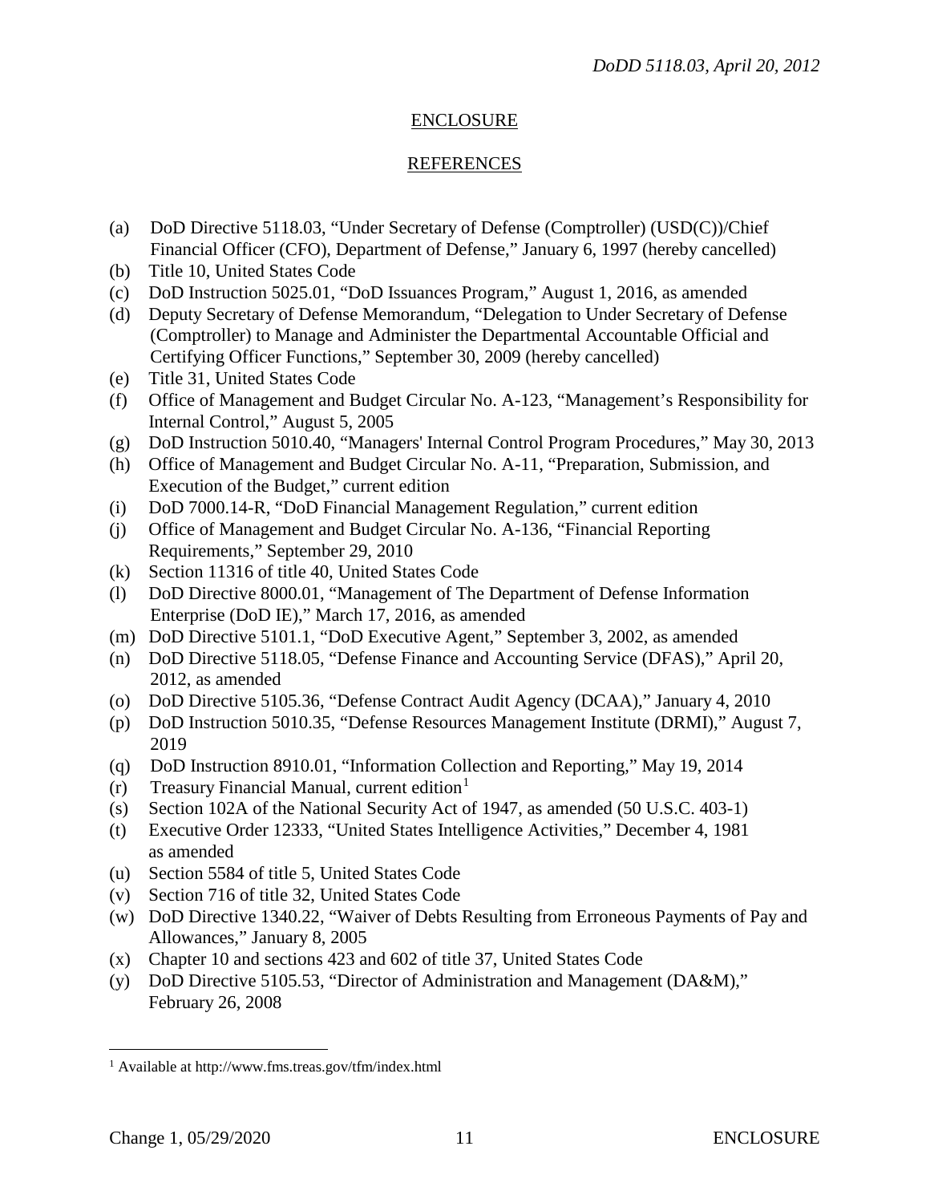## ENCLOSURE

## REFERENCES

(a) DoD Directive 5118.03, "Under Secretary of Defense (Comptroller) (USD(C))/Chief Financial Officer (CFO), Department of Defense," January 6, 1997 (hereby cancelled)
(b) Title 10, United States Code
(c) DoD Instruction 5025.01, "DoD Issuances Program," August 1, 2016, as amended
(d) Deputy Secretary of Defense Memorandum, "Delegation to Under Secretary of Defense (Comptroller) to Manage and Administer the Departmental Accountable Official and Certifying Officer Functions," September 30, 2009 (hereby cancelled)
(e) Title 31, United States Code
(f) Office of Management and Budget Circular No. A-123, "Management's Responsibility for Internal Control," August 5, 2005
(g) DoD Instruction 5010.40, "Managers' Internal Control Program Procedures," May 30, 2013
(h) Office of Management and Budget Circular No. A-11, "Preparation, Submission, and Execution of the Budget," current edition
(i) DoD 7000.14-R, "DoD Financial Management Regulation," current edition
(j) Office of Management and Budget Circular No. A-136, "Financial Reporting Requirements," September 29, 2010
(k) Section 11316 of title 40, United States Code
(l) DoD Directive 8000.01, "Management of The Department of Defense Information Enterprise (DoD IE)," March 17, 2016, as amended
(m) DoD Directive 5101.1, "DoD Executive Agent," September 3, 2002, as amended
(n) DoD Directive 5118.05, "Defense Finance and Accounting Service (DFAS)," April 20, 2012, as amended
(o) DoD Directive 5105.36, "Defense Contract Audit Agency (DCAA)," January 4, 2010
(p) DoD Instruction 5010.35, "Defense Resources Management Institute (DRMI)," August 7, 2019
(q) DoD Instruction 8910.01, "Information Collection and Reporting," May 19, 2014
(r) Treasury Financial Manual, current edition[1]
(s) Section 102A of the National Security Act of 1947, as amended (50 U.S.C. 403-1)
(t) Executive Order 12333, "United States Intelligence Activities," December 4, 1981 as amended
(u) Section 5584 of title 5, United States Code
(v) Section 716 of title 32, United States Code
(w) DoD Directive 1340.22, "Waiver of Debts Resulting from Erroneous Payments of Pay and Allowances," January 8, 2005
(x) Chapter 10 and sections 423 and 602 of title 37, United States Code
(y) DoD Directive 5105.53, "Director of Administration and Management (DA&M)," February 26, 2008

[1] Available at http://www.fms.treas.gov/tfm/index.html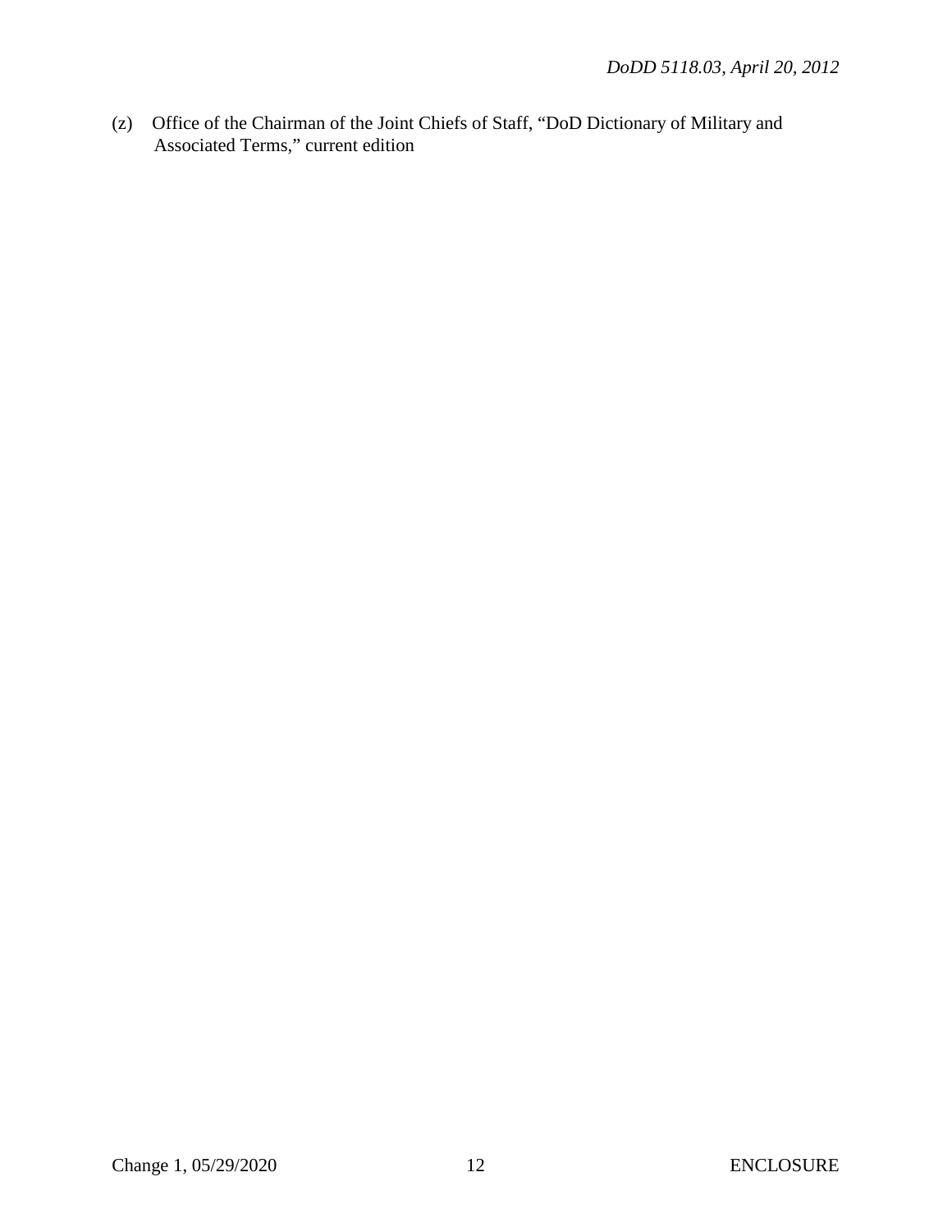(z) Office of the Chairman of the Joint Chiefs of Staff, "DoD Dictionary of Military and Associated Terms," current edition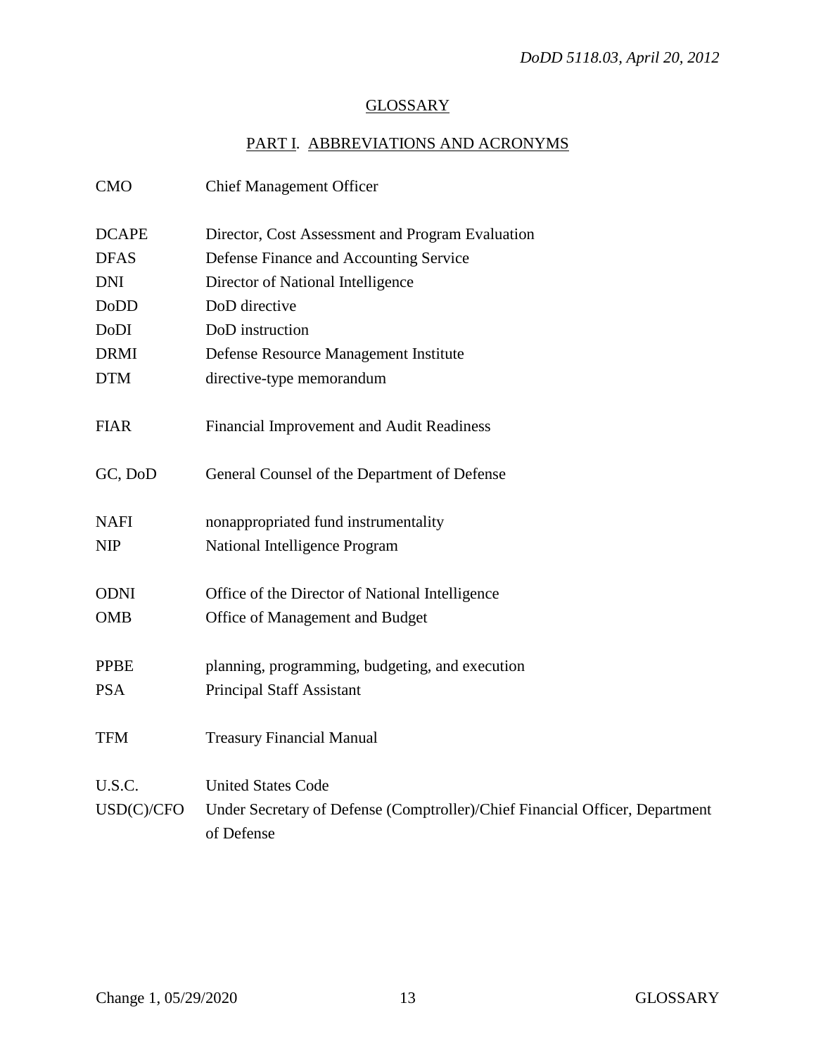## GLOSSARY

### PART I. ABBREVIATIONS AND ACRONYMS

| | |
|---|---|
| CMO | Chief Management Officer |
| DCAPE | Director, Cost Assessment and Program Evaluation |
| DFAS | Defense Finance and Accounting Service |
| DNI | Director of National Intelligence |
| DoDD | DoD directive |
| DoDI | DoD instruction |
| DRMI | Defense Resource Management Institute |
| DTM | directive-type memorandum |
| FIAR | Financial Improvement and Audit Readiness |
| GC, DoD | General Counsel of the Department of Defense |
| NAFI | nonappropriated fund instrumentality |
| NIP | National Intelligence Program |
| ODNI | Office of the Director of National Intelligence |
| OMB | Office of Management and Budget |
| PPBE | planning, programming, budgeting, and execution |
| PSA | Principal Staff Assistant |
| TFM | Treasury Financial Manual |
| U.S.C. | United States Code |
| USD(C)/CFO | Under Secretary of Defense (Comptroller)/Chief Financial Officer, Department of Defense |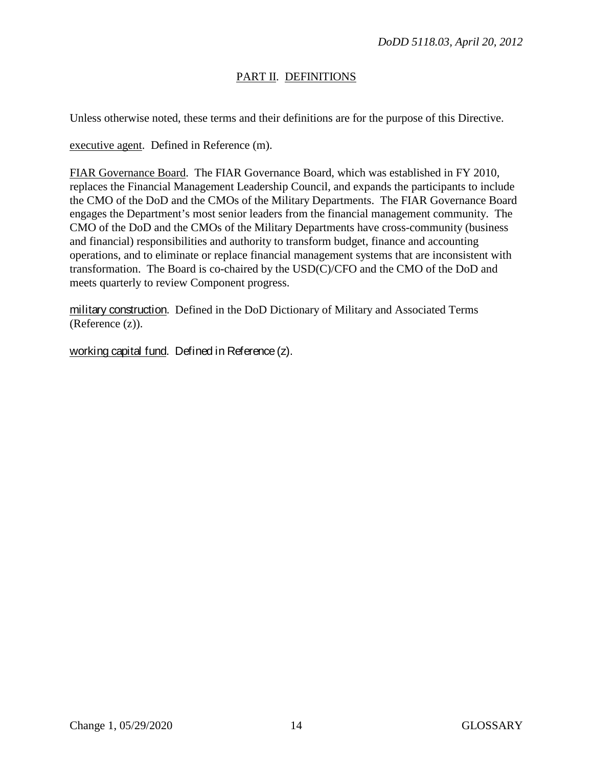## PART II. DEFINITIONS

Unless otherwise noted, these terms and their definitions are for the purpose of this Directive.

executive agent. Defined in Reference (m).

FIAR Governance Board. The FIAR Governance Board, which was established in FY 2010, replaces the Financial Management Leadership Council, and expands the participants to include the CMO of the DoD and the CMOs of the Military Departments. The FIAR Governance Board engages the Department's most senior leaders from the financial management community. The CMO of the DoD and the CMOs of the Military Departments have cross-community (business and financial) responsibilities and authority to transform budget, finance and accounting operations, and to eliminate or replace financial management systems that are inconsistent with transformation. The Board is co-chaired by the USD(C)/CFO and the CMO of the DoD and meets quarterly to review Component progress.

military construction. Defined in the DoD Dictionary of Military and Associated Terms (Reference (z)).

working capital fund. Defined in Reference (z).